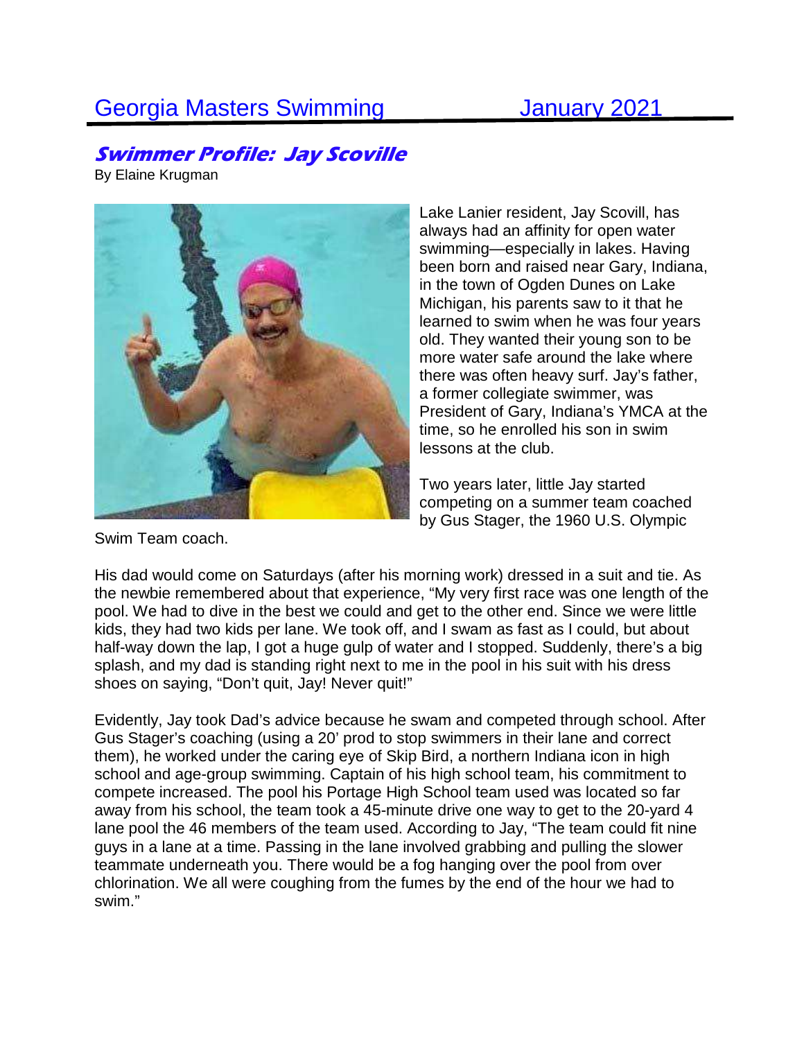# Georgia Masters Swimming January 2021

## *Swimmer Profile: Jay Scoville*

By Elaine Krugman

Lake Lanier resident, Jay Scovill, has always had an affinity for open water swimming—especially in lakes. Having been born and raised near Gary, Indiana, in the town of Ogden Dunes on Lake Michigan, his parents saw to it that he learned to swim when he was four years old. They wanted their young son to be more water safe around the lake where there was often heavy surf. Jay's father, a former collegiate swimmer, was President of Gary, Indiana's YMCA at the time, so he enrolled his son in swim lessons at the club.

Two years later, little Jay started competing on a summer team coached by Gus Stager, the 1960 U.S. Olympic Swim Team coach.

His dad would come on Saturdays (after his morning work) dressed in a suit and tie. As the newbie remembered about that experience, "My very first race was one length of the pool. We had to dive in the best we could and get to the other end. Since we were little kids, they had two kids per lane. We took off, and I swam as fast as I could, but about half-way down the lap, I got a huge gulp of water and I stopped. Suddenly, there's a big splash, and my dad is standing right next to me in the pool in his suit with his dress shoes on saying, "Don't quit, Jay! Never quit!"

Evidently, Jay took Dad's advice because he swam and competed through school. After Gus Stager's coaching (using a 20' prod to stop swimmers in their lane and correct them), he worked under the caring eye of Skip Bird, a northern Indiana icon in high school and age-group swimming. Captain of his high school team, his commitment to compete increased. The pool his Portage High School team used was located so far away from his school, the team took a 45-minute drive one way to get to the 20-yard 4 lane pool the 46 members of the team used. According to Jay, "The team could fit nine guys in a lane at a time. Passing in the lane involved grabbing and pulling the slower teammate underneath you. There would be a fog hanging over the pool from over chlorination. We all were coughing from the fumes by the end of the hour we had to swim."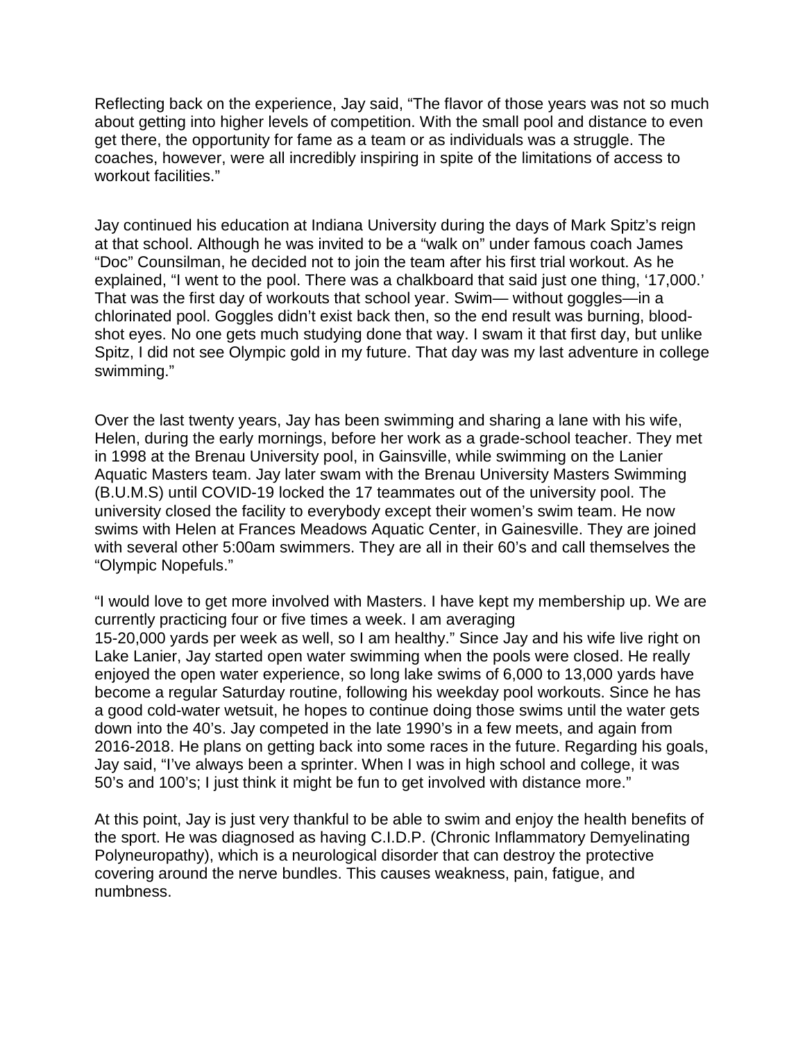Reflecting back on the experience, Jay said, “The flavor of those years was not so much about getting into higher levels of competition. With the small pool and distance to even get there, the opportunity for fame as a team or as individuals was a struggle. The coaches, however, were all incredibly inspiring in spite of the limitations of access to workout facilities.”

Jay continued his education at Indiana University during the days of Mark Spitz’s reign at that school. Although he was invited to be a “walk on” under famous coach James “Doc” Counsilman, he decided not to join the team after his first trial workout. As he explained, “I went to the pool. There was a chalkboard that said just one thing, ‘17,000.’ That was the first day of workouts that school year. Swim— without goggles—in a chlorinated pool. Goggles didn’t exist back then, so the end result was burning, blood-shot eyes. No one gets much studying done that way. I swam it that first day, but unlike Spitz, I did not see Olympic gold in my future. That day was my last adventure in college swimming.”

Over the last twenty years, Jay has been swimming and sharing a lane with his wife, Helen, during the early mornings, before her work as a grade-school teacher. They met in 1998 at the Brenau University pool, in Gainsville, while swimming on the Lanier Aquatic Masters team. Jay later swam with the Brenau University Masters Swimming (B.U.M.S) until COVID-19 locked the 17 teammates out of the university pool. The university closed the facility to everybody except their women’s swim team. He now swims with Helen at Frances Meadows Aquatic Center, in Gainesville. They are joined with several other 5:00am swimmers. They are all in their 60’s and call themselves the “Olympic Nopefuls.”

“I would love to get more involved with Masters. I have kept my membership up. We are currently practicing four or five times a week. I am averaging 15-20,000 yards per week as well, so I am healthy.” Since Jay and his wife live right on Lake Lanier, Jay started open water swimming when the pools were closed. He really enjoyed the open water experience, so long lake swims of 6,000 to 13,000 yards have become a regular Saturday routine, following his weekday pool workouts. Since he has a good cold-water wetsuit, he hopes to continue doing those swims until the water gets down into the 40’s. Jay competed in the late 1990’s in a few meets, and again from 2016-2018. He plans on getting back into some races in the future. Regarding his goals, Jay said, “I’ve always been a sprinter. When I was in high school and college, it was 50’s and 100’s; I just think it might be fun to get involved with distance more.”

At this point, Jay is just very thankful to be able to swim and enjoy the health benefits of the sport. He was diagnosed as having C.I.D.P. (Chronic Inflammatory Demyelinating Polyneuropathy), which is a neurological disorder that can destroy the protective covering around the nerve bundles. This causes weakness, pain, fatigue, and numbness.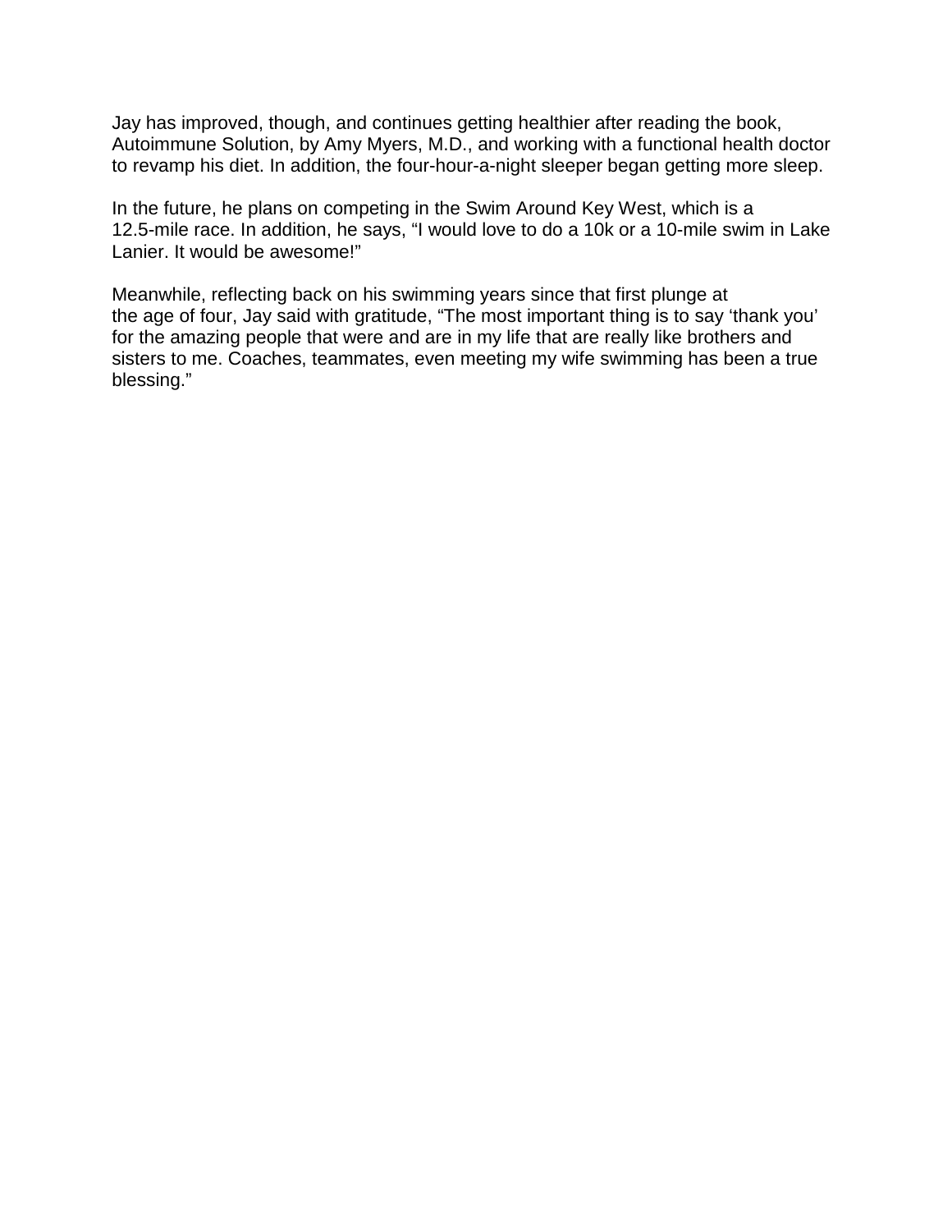Jay has improved, though, and continues getting healthier after reading the book, Autoimmune Solution, by Amy Myers, M.D., and working with a functional health doctor to revamp his diet. In addition, the four-hour-a-night sleeper began getting more sleep.

In the future, he plans on competing in the Swim Around Key West, which is a 12.5-mile race. In addition, he says, “I would love to do a 10k or a 10-mile swim in Lake Lanier. It would be awesome!”

Meanwhile, reflecting back on his swimming years since that first plunge at the age of four, Jay said with gratitude, “The most important thing is to say ‘thank you’ for the amazing people that were and are in my life that are really like brothers and sisters to me. Coaches, teammates, even meeting my wife swimming has been a true blessing.”